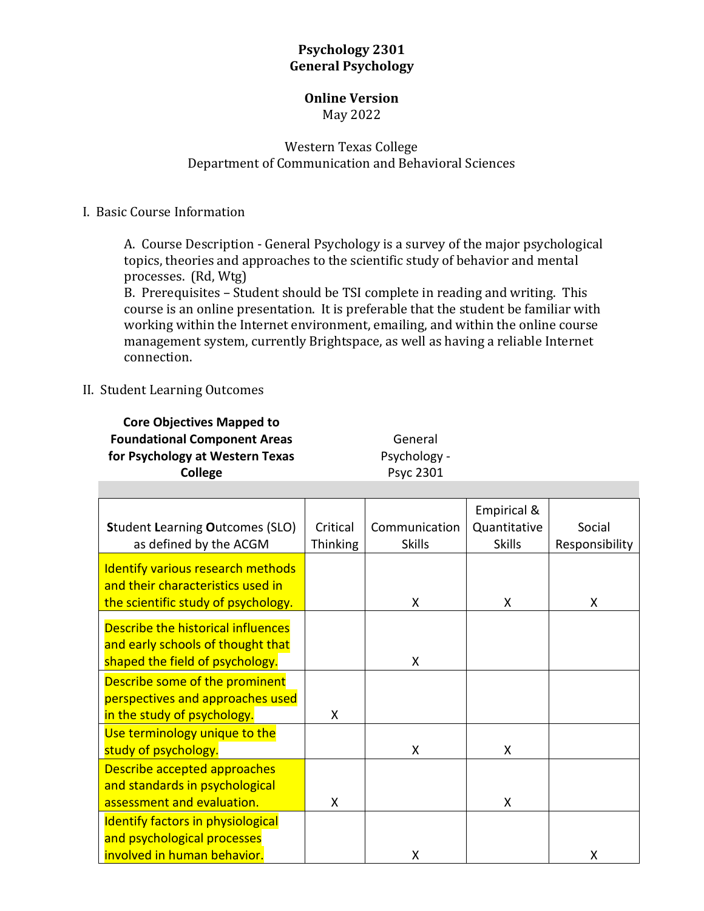# Psychology 2301
# General Psychology

## Online Version

May 2022

Western Texas College
Department of Communication and Behavioral Sciences

I. Basic Course Information

A. Course Description - General Psychology is a survey of the major psychological topics, theories and approaches to the scientific study of behavior and mental processes. (Rd, Wtg)

B. Prerequisites – Student should be TSI complete in reading and writing. This course is an online presentation. It is preferable that the student be familiar with working within the Internet environment, emailing, and within the online course management system, currently Brightspace, as well as having a reliable Internet connection.

II. Student Learning Outcomes

**Core Objectives Mapped to Foundational Component Areas for Psychology at Western Texas College** — General Psychology - Psyc 2301

| **S**tudent **L**earning **O**utcomes (SLO) as defined by the ACGM | Critical Thinking | Communication Skills | Empirical & Quantitative Skills | Social Responsibility |
|---|---|---|---|---|
| Identify various research methods and their characteristics used in the scientific study of psychology. | | X | X | X |
| Describe the historical influences and early schools of thought that shaped the field of psychology. | | X | | |
| Describe some of the prominent perspectives and approaches used in the study of psychology. | X | | | |
| Use terminology unique to the study of psychology. | | X | X | |
| Describe accepted approaches and standards in psychological assessment and evaluation. | X | | X | |
| Identify factors in physiological and psychological processes involved in human behavior. | | X | | X |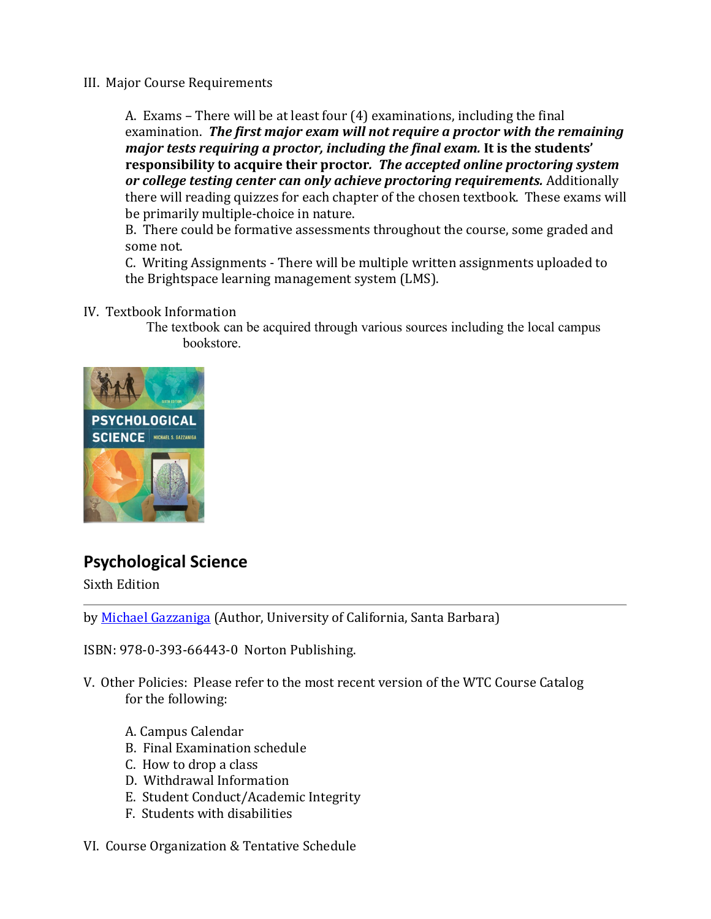III. Major Course Requirements

A. Exams – There will be at least four (4) examinations, including the final examination. ***The first major exam will not require a proctor with the remaining major tests requiring a proctor, including the final exam.*** **It is the students' responsibility to acquire their proctor***. **The accepted online proctoring system or college testing center can only achieve proctoring requirements.*** Additionally there will reading quizzes for each chapter of the chosen textbook. These exams will be primarily multiple-choice in nature.

B. There could be formative assessments throughout the course, some graded and some not.

C. Writing Assignments - There will be multiple written assignments uploaded to the Brightspace learning management system (LMS).

IV. Textbook Information

The textbook can be acquired through various sources including the local campus bookstore.

## Psychological Science

Sixth Edition

---

by Michael Gazzaniga (Author, University of California, Santa Barbara)

ISBN: 978-0-393-66443-0 Norton Publishing.

V. Other Policies: Please refer to the most recent version of the WTC Course Catalog for the following:

A. Campus Calendar
B. Final Examination schedule
C. How to drop a class
D. Withdrawal Information
E. Student Conduct/Academic Integrity
F. Students with disabilities

VI. Course Organization & Tentative Schedule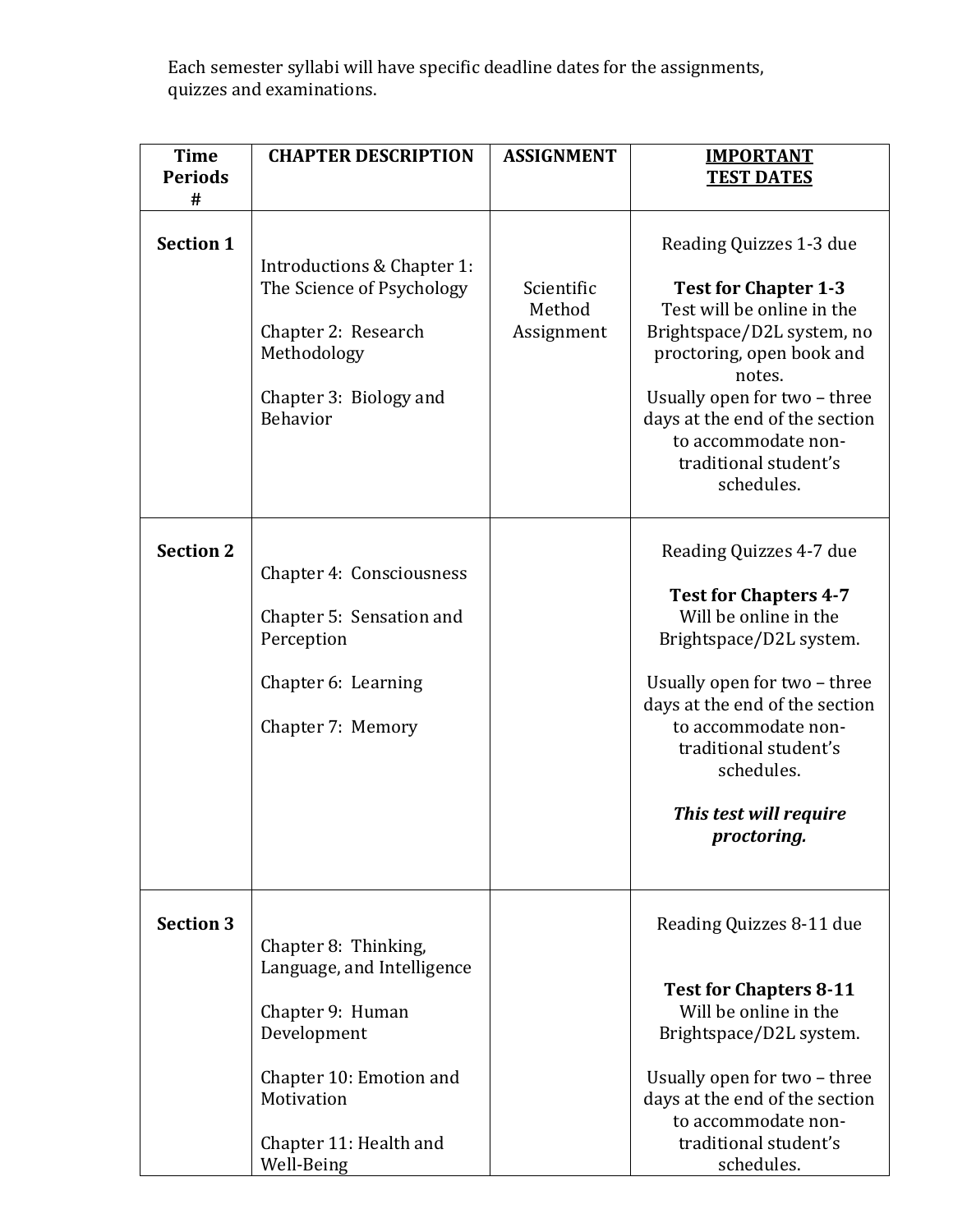Each semester syllabi will have specific deadline dates for the assignments, quizzes and examinations.

| Time Periods # | CHAPTER DESCRIPTION | ASSIGNMENT | <u>IMPORTANT TEST DATES</u> |
|---|---|---|---|
| **Section 1** | Introductions & Chapter 1: The Science of Psychology<br><br>Chapter 2: Research Methodology<br><br>Chapter 3: Biology and Behavior | Scientific Method Assignment | Reading Quizzes 1-3 due<br><br>**Test for Chapter 1-3**<br>Test will be online in the Brightspace/D2L system, no proctoring, open book and notes.<br>Usually open for two – three days at the end of the section to accommodate non-traditional student's schedules. |
| **Section 2** | Chapter 4: Consciousness<br><br>Chapter 5: Sensation and Perception<br><br>Chapter 6: Learning<br><br>Chapter 7: Memory | | Reading Quizzes 4-7 due<br><br>**Test for Chapters 4-7**<br>Will be online in the Brightspace/D2L system.<br><br>Usually open for two – three days at the end of the section to accommodate non-traditional student's schedules.<br><br>***This test will require proctoring.*** |
| **Section 3** | Chapter 8: Thinking, Language, and Intelligence<br><br>Chapter 9: Human Development<br><br>Chapter 10: Emotion and Motivation<br><br>Chapter 11: Health and Well-Being | | Reading Quizzes 8-11 due<br><br>**Test for Chapters 8-11**<br>Will be online in the Brightspace/D2L system.<br><br>Usually open for two – three days at the end of the section to accommodate non-traditional student's schedules. |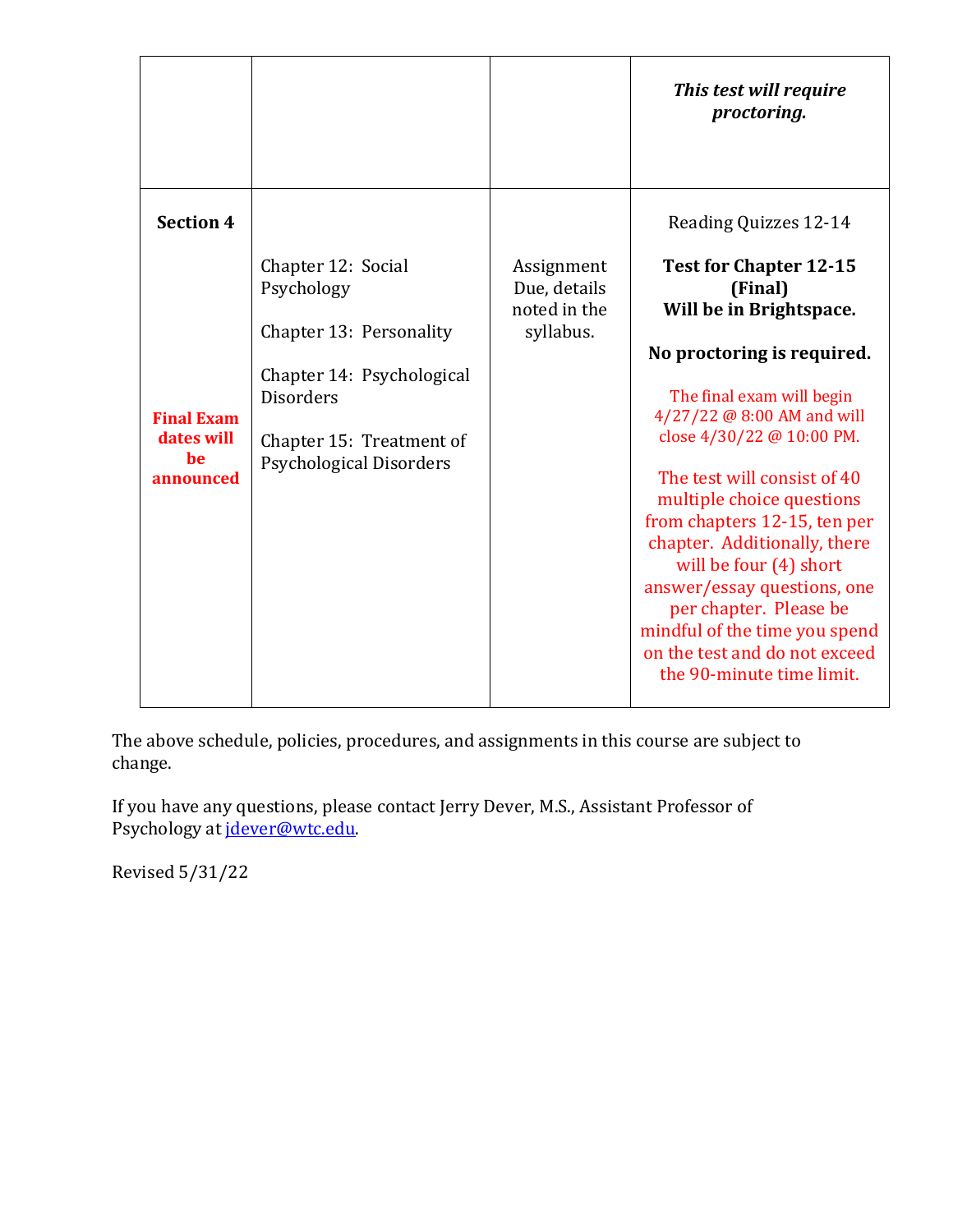| | | | |
|---|---|---|---|
| | | | ***This test will require proctoring.*** |
| **Section 4**<br><br>**Final Exam dates will be announced** | Chapter 12: Social Psychology<br><br>Chapter 13: Personality<br><br>Chapter 14: Psychological Disorders<br><br>Chapter 15: Treatment of Psychological Disorders | Assignment Due, details noted in the syllabus. | Reading Quizzes 12-14<br><br>**Test for Chapter 12-15 (Final) Will be in Brightspace.**<br><br>**No proctoring is required.**<br><br>The final exam will begin 4/27/22 @ 8:00 AM and will close 4/30/22 @ 10:00 PM.<br><br>The test will consist of 40 multiple choice questions from chapters 12-15, ten per chapter. Additionally, there will be four (4) short answer/essay questions, one per chapter. Please be mindful of the time you spend on the test and do not exceed the 90-minute time limit. |

The above schedule, policies, procedures, and assignments in this course are subject to change.

If you have any questions, please contact Jerry Dever, M.S., Assistant Professor of Psychology at jdever@wtc.edu.

Revised 5/31/22